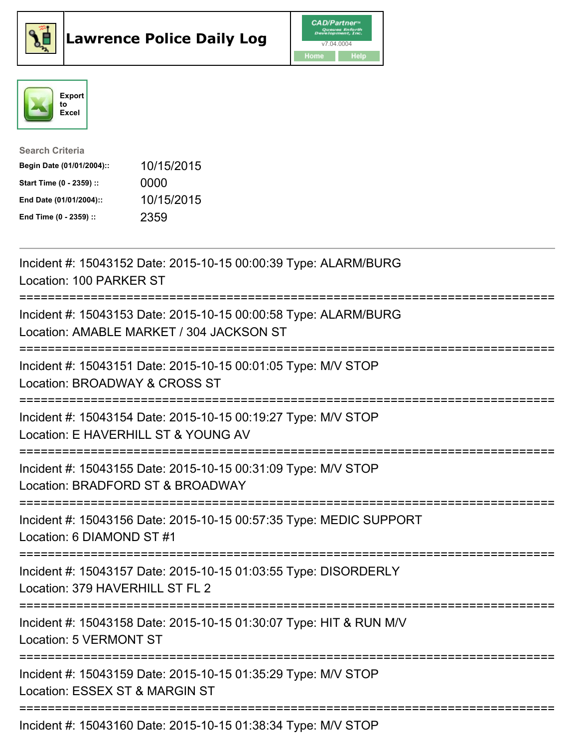# Lawrence Police Daily Log

CAD/Partner v7.04.0004

Home Help

Export to Excel

**Search Criteria**

| | |
|---|---|
| **Begin Date (01/01/2004)::** | 10/15/2015 |
| **Start Time (0 - 2359) ::** | 0000 |
| **End Date (01/01/2004)::** | 10/15/2015 |
| **End Time (0 - 2359) ::** | 2359 |

---

Incident #: 15043152 Date: 2015-10-15 00:00:39 Type: ALARM/BURG
Location: 100 PARKER ST

===========================================================================

Incident #: 15043153 Date: 2015-10-15 00:00:58 Type: ALARM/BURG
Location: AMABLE MARKET / 304 JACKSON ST

===========================================================================

Incident #: 15043151 Date: 2015-10-15 00:01:05 Type: M/V STOP
Location: BROADWAY & CROSS ST

===========================================================================

Incident #: 15043154 Date: 2015-10-15 00:19:27 Type: M/V STOP
Location: E HAVERHILL ST & YOUNG AV

===========================================================================

Incident #: 15043155 Date: 2015-10-15 00:31:09 Type: M/V STOP
Location: BRADFORD ST & BROADWAY

===========================================================================

Incident #: 15043156 Date: 2015-10-15 00:57:35 Type: MEDIC SUPPORT
Location: 6 DIAMOND ST #1

===========================================================================

Incident #: 15043157 Date: 2015-10-15 01:03:55 Type: DISORDERLY
Location: 379 HAVERHILL ST FL 2

===========================================================================

Incident #: 15043158 Date: 2015-10-15 01:30:07 Type: HIT & RUN M/V
Location: 5 VERMONT ST

===========================================================================

Incident #: 15043159 Date: 2015-10-15 01:35:29 Type: M/V STOP
Location: ESSEX ST & MARGIN ST

===========================================================================

Incident #: 15043160 Date: 2015-10-15 01:38:34 Type: M/V STOP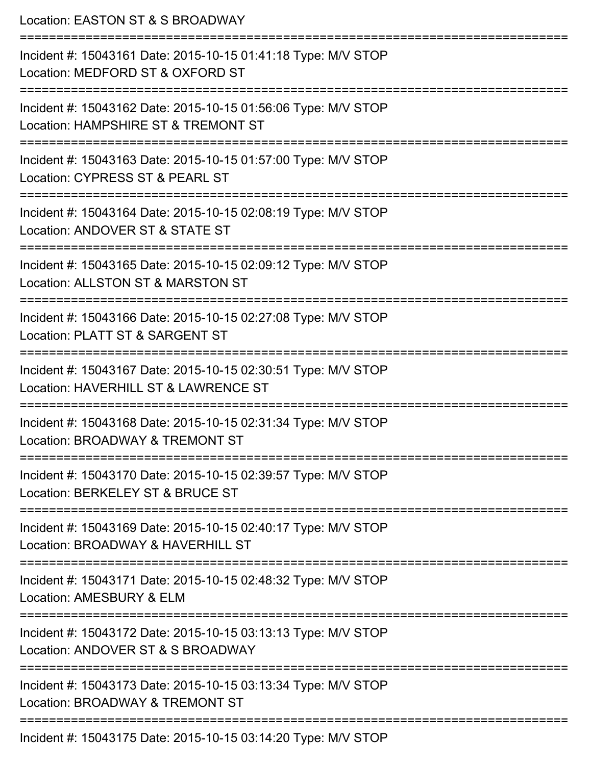Location: EASTON ST & S BROADWAY

===========================================================================

Incident #: 15043161 Date: 2015-10-15 01:41:18 Type: M/V STOP

Location: MEDFORD ST & OXFORD ST

===========================================================================

Incident #: 15043162 Date: 2015-10-15 01:56:06 Type: M/V STOP

Location: HAMPSHIRE ST & TREMONT ST

===========================================================================

Incident #: 15043163 Date: 2015-10-15 01:57:00 Type: M/V STOP

Location: CYPRESS ST & PEARL ST

===========================================================================

Incident #: 15043164 Date: 2015-10-15 02:08:19 Type: M/V STOP

Location: ANDOVER ST & STATE ST

===========================================================================

Incident #: 15043165 Date: 2015-10-15 02:09:12 Type: M/V STOP

Location: ALLSTON ST & MARSTON ST

===========================================================================

Incident #: 15043166 Date: 2015-10-15 02:27:08 Type: M/V STOP

Location: PLATT ST & SARGENT ST

===========================================================================

Incident #: 15043167 Date: 2015-10-15 02:30:51 Type: M/V STOP

Location: HAVERHILL ST & LAWRENCE ST

===========================================================================

Incident #: 15043168 Date: 2015-10-15 02:31:34 Type: M/V STOP

Location: BROADWAY & TREMONT ST

===========================================================================

Incident #: 15043170 Date: 2015-10-15 02:39:57 Type: M/V STOP

Location: BERKELEY ST & BRUCE ST

===========================================================================

Incident #: 15043169 Date: 2015-10-15 02:40:17 Type: M/V STOP

Location: BROADWAY & HAVERHILL ST

===========================================================================

Incident #: 15043171 Date: 2015-10-15 02:48:32 Type: M/V STOP

Location: AMESBURY & ELM

===========================================================================

Incident #: 15043172 Date: 2015-10-15 03:13:13 Type: M/V STOP

Location: ANDOVER ST & S BROADWAY

===========================================================================

Incident #: 15043173 Date: 2015-10-15 03:13:34 Type: M/V STOP

Location: BROADWAY & TREMONT ST

===========================================================================

Incident #: 15043175 Date: 2015-10-15 03:14:20 Type: M/V STOP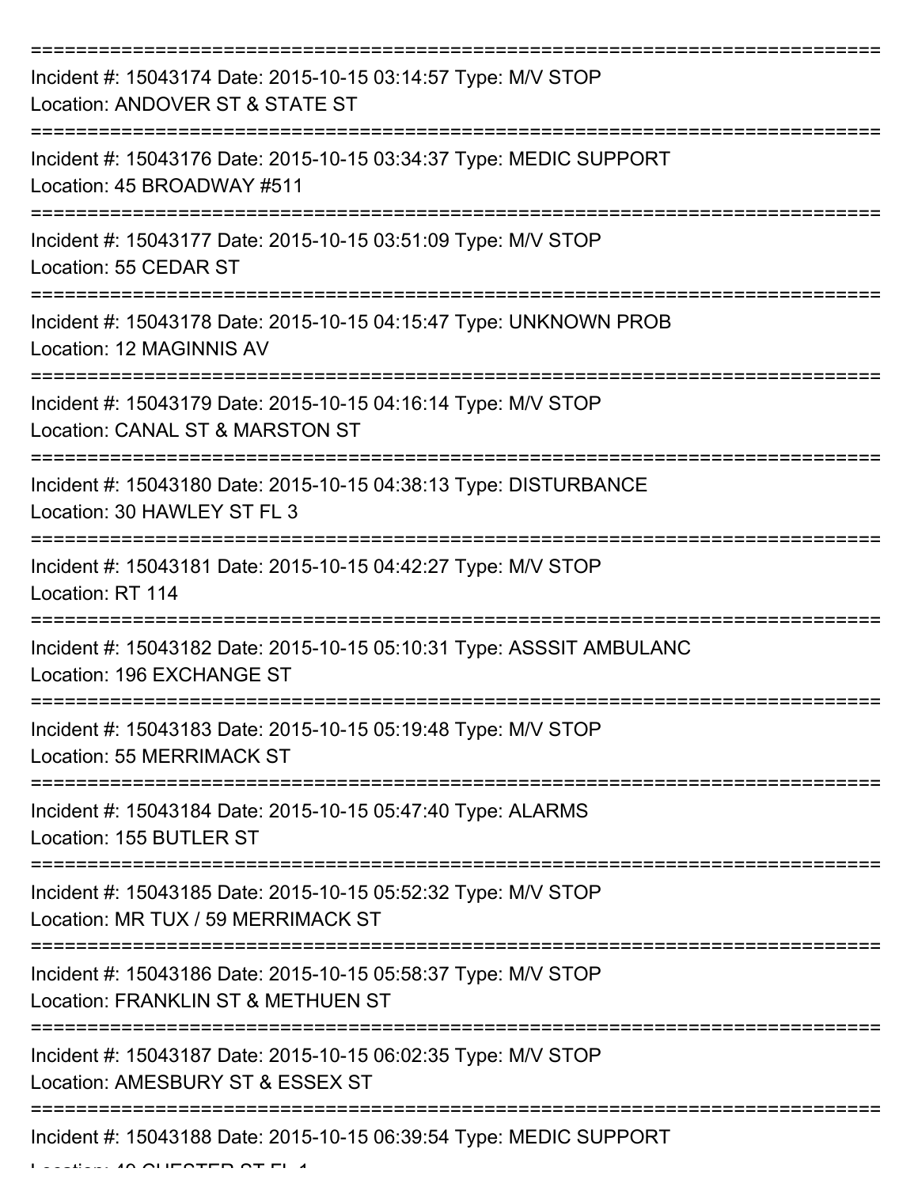Incident #: 15043174 Date: 2015-10-15 03:14:57 Type: M/V STOP
Location: ANDOVER ST & STATE ST

Incident #: 15043176 Date: 2015-10-15 03:34:37 Type: MEDIC SUPPORT
Location: 45 BROADWAY #511

Incident #: 15043177 Date: 2015-10-15 03:51:09 Type: M/V STOP
Location: 55 CEDAR ST

Incident #: 15043178 Date: 2015-10-15 04:15:47 Type: UNKNOWN PROB
Location: 12 MAGINNIS AV

Incident #: 15043179 Date: 2015-10-15 04:16:14 Type: M/V STOP
Location: CANAL ST & MARSTON ST

Incident #: 15043180 Date: 2015-10-15 04:38:13 Type: DISTURBANCE
Location: 30 HAWLEY ST FL 3

Incident #: 15043181 Date: 2015-10-15 04:42:27 Type: M/V STOP
Location: RT 114

Incident #: 15043182 Date: 2015-10-15 05:10:31 Type: ASSSIT AMBULANC
Location: 196 EXCHANGE ST

Incident #: 15043183 Date: 2015-10-15 05:19:48 Type: M/V STOP
Location: 55 MERRIMACK ST

Incident #: 15043184 Date: 2015-10-15 05:47:40 Type: ALARMS
Location: 155 BUTLER ST

Incident #: 15043185 Date: 2015-10-15 05:52:32 Type: M/V STOP
Location: MR TUX / 59 MERRIMACK ST

Incident #: 15043186 Date: 2015-10-15 05:58:37 Type: M/V STOP
Location: FRANKLIN ST & METHUEN ST

Incident #: 15043187 Date: 2015-10-15 06:02:35 Type: M/V STOP
Location: AMESBURY ST & ESSEX ST

Incident #: 15043188 Date: 2015-10-15 06:39:54 Type: MEDIC SUPPORT
Location: 40 CHESTER ST FL 1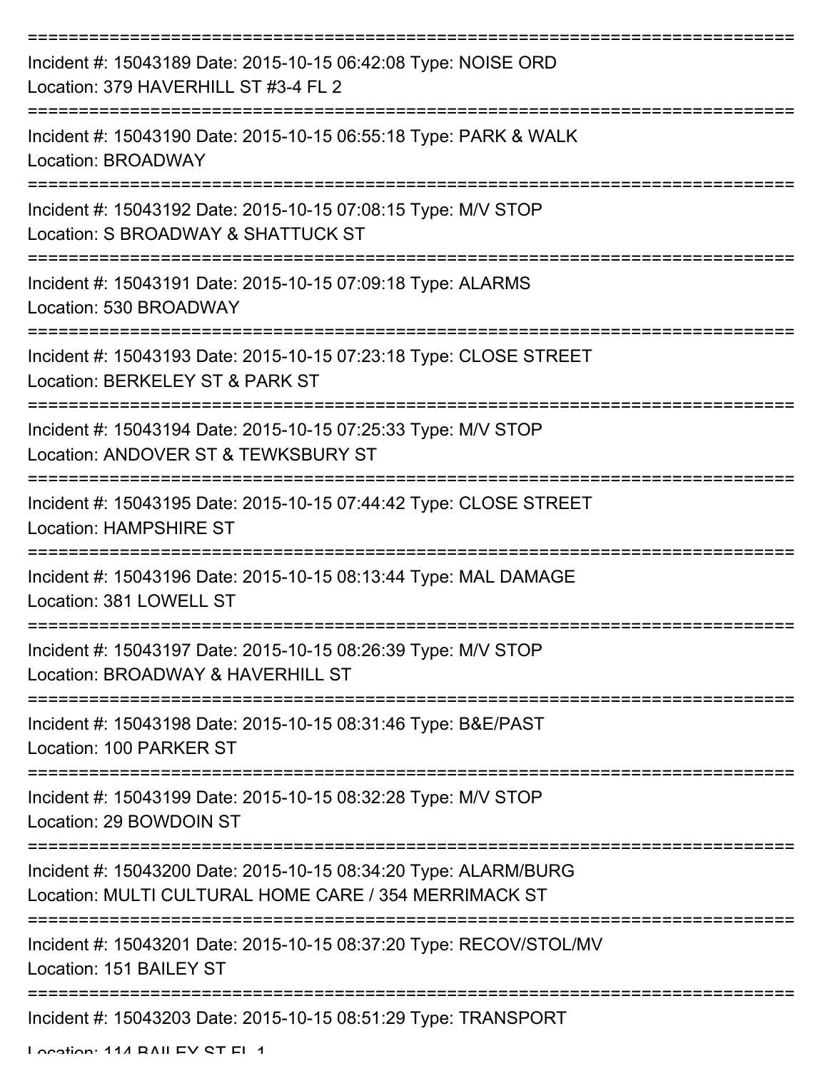===========================================================================
Incident #: 15043189 Date: 2015-10-15 06:42:08 Type: NOISE ORD
Location: 379 HAVERHILL ST #3-4 FL 2
===========================================================================
Incident #: 15043190 Date: 2015-10-15 06:55:18 Type: PARK & WALK
Location: BROADWAY
===========================================================================
Incident #: 15043192 Date: 2015-10-15 07:08:15 Type: M/V STOP
Location: S BROADWAY & SHATTUCK ST
===========================================================================
Incident #: 15043191 Date: 2015-10-15 07:09:18 Type: ALARMS
Location: 530 BROADWAY
===========================================================================
Incident #: 15043193 Date: 2015-10-15 07:23:18 Type: CLOSE STREET
Location: BERKELEY ST & PARK ST
===========================================================================
Incident #: 15043194 Date: 2015-10-15 07:25:33 Type: M/V STOP
Location: ANDOVER ST & TEWKSBURY ST
===========================================================================
Incident #: 15043195 Date: 2015-10-15 07:44:42 Type: CLOSE STREET
Location: HAMPSHIRE ST
===========================================================================
Incident #: 15043196 Date: 2015-10-15 08:13:44 Type: MAL DAMAGE
Location: 381 LOWELL ST
===========================================================================
Incident #: 15043197 Date: 2015-10-15 08:26:39 Type: M/V STOP
Location: BROADWAY & HAVERHILL ST
===========================================================================
Incident #: 15043198 Date: 2015-10-15 08:31:46 Type: B&E/PAST
Location: 100 PARKER ST
===========================================================================
Incident #: 15043199 Date: 2015-10-15 08:32:28 Type: M/V STOP
Location: 29 BOWDOIN ST
===========================================================================
Incident #: 15043200 Date: 2015-10-15 08:34:20 Type: ALARM/BURG
Location: MULTI CULTURAL HOME CARE / 354 MERRIMACK ST
===========================================================================
Incident #: 15043201 Date: 2015-10-15 08:37:20 Type: RECOV/STOL/MV
Location: 151 BAILEY ST
===========================================================================
Incident #: 15043203 Date: 2015-10-15 08:51:29 Type: TRANSPORT
Location: 114 BAILEY ST FL 1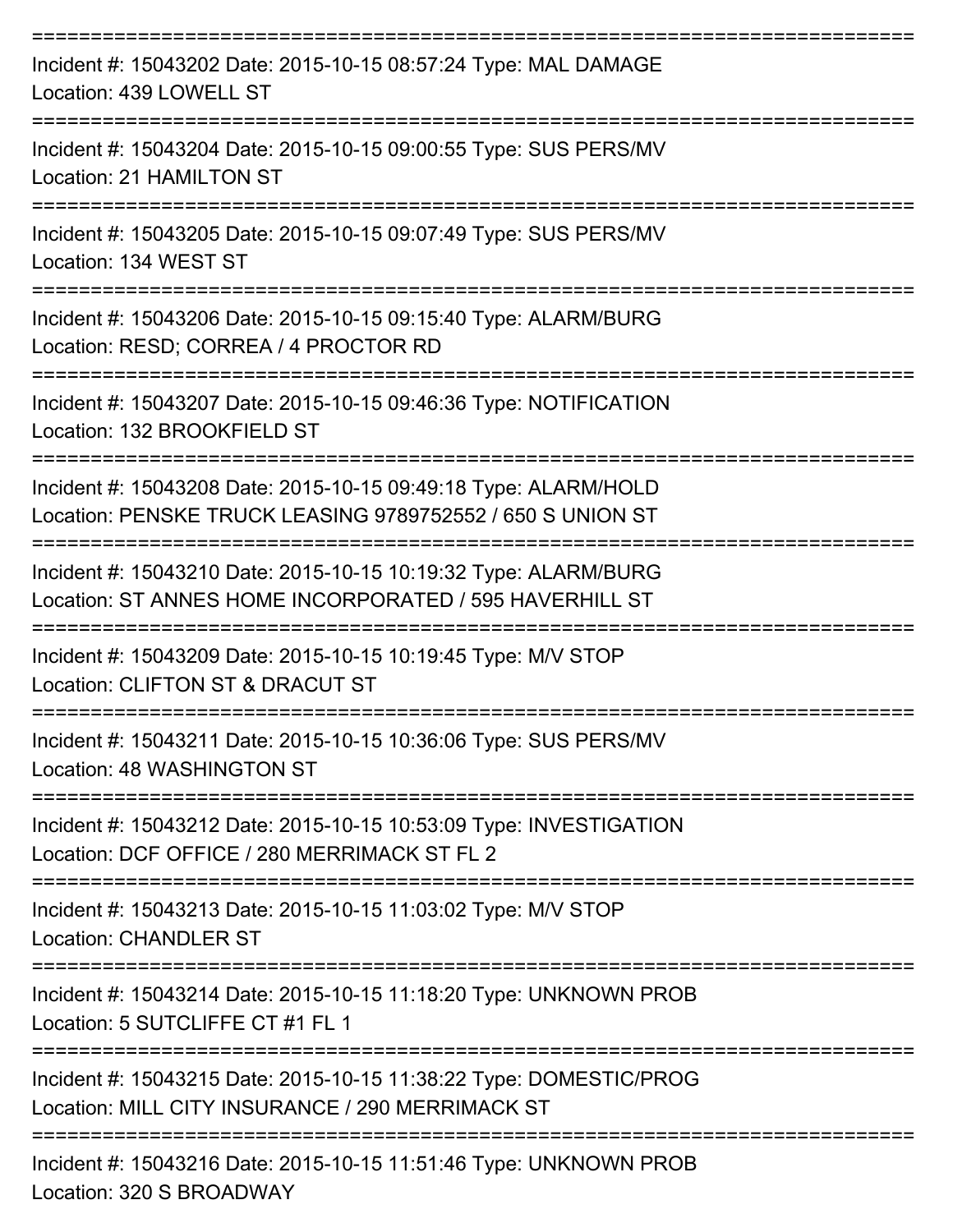===========================================================================
Incident #: 15043202 Date: 2015-10-15 08:57:24 Type: MAL DAMAGE
Location: 439 LOWELL ST
===========================================================================
Incident #: 15043204 Date: 2015-10-15 09:00:55 Type: SUS PERS/MV
Location: 21 HAMILTON ST
===========================================================================
Incident #: 15043205 Date: 2015-10-15 09:07:49 Type: SUS PERS/MV
Location: 134 WEST ST
===========================================================================
Incident #: 15043206 Date: 2015-10-15 09:15:40 Type: ALARM/BURG
Location: RESD; CORREA / 4 PROCTOR RD
===========================================================================
Incident #: 15043207 Date: 2015-10-15 09:46:36 Type: NOTIFICATION
Location: 132 BROOKFIELD ST
===========================================================================
Incident #: 15043208 Date: 2015-10-15 09:49:18 Type: ALARM/HOLD
Location: PENSKE TRUCK LEASING 9789752552 / 650 S UNION ST
===========================================================================
Incident #: 15043210 Date: 2015-10-15 10:19:32 Type: ALARM/BURG
Location: ST ANNES HOME INCORPORATED / 595 HAVERHILL ST
===========================================================================
Incident #: 15043209 Date: 2015-10-15 10:19:45 Type: M/V STOP
Location: CLIFTON ST & DRACUT ST
===========================================================================
Incident #: 15043211 Date: 2015-10-15 10:36:06 Type: SUS PERS/MV
Location: 48 WASHINGTON ST
===========================================================================
Incident #: 15043212 Date: 2015-10-15 10:53:09 Type: INVESTIGATION
Location: DCF OFFICE / 280 MERRIMACK ST FL 2
===========================================================================
Incident #: 15043213 Date: 2015-10-15 11:03:02 Type: M/V STOP
Location: CHANDLER ST
===========================================================================
Incident #: 15043214 Date: 2015-10-15 11:18:20 Type: UNKNOWN PROB
Location: 5 SUTCLIFFE CT #1 FL 1
===========================================================================
Incident #: 15043215 Date: 2015-10-15 11:38:22 Type: DOMESTIC/PROG
Location: MILL CITY INSURANCE / 290 MERRIMACK ST
===========================================================================
Incident #: 15043216 Date: 2015-10-15 11:51:46 Type: UNKNOWN PROB
Location: 320 S BROADWAY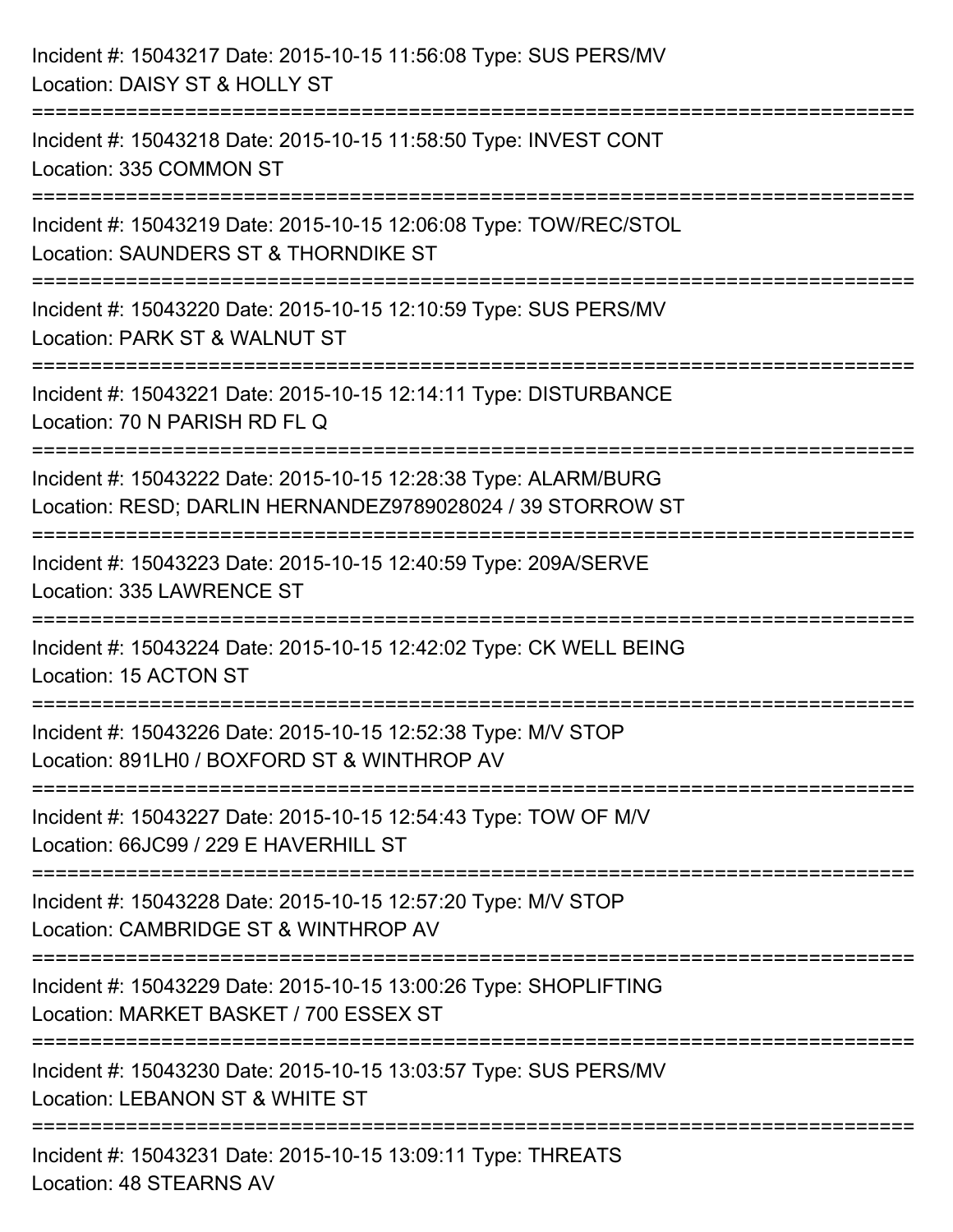Incident #: 15043217 Date: 2015-10-15 11:56:08 Type: SUS PERS/MV
Location: DAISY ST & HOLLY ST

===========================================================================

Incident #: 15043218 Date: 2015-10-15 11:58:50 Type: INVEST CONT
Location: 335 COMMON ST

===========================================================================

Incident #: 15043219 Date: 2015-10-15 12:06:08 Type: TOW/REC/STOL
Location: SAUNDERS ST & THORNDIKE ST

===========================================================================

Incident #: 15043220 Date: 2015-10-15 12:10:59 Type: SUS PERS/MV
Location: PARK ST & WALNUT ST

===========================================================================

Incident #: 15043221 Date: 2015-10-15 12:14:11 Type: DISTURBANCE
Location: 70 N PARISH RD FL Q

===========================================================================

Incident #: 15043222 Date: 2015-10-15 12:28:38 Type: ALARM/BURG
Location: RESD; DARLIN HERNANDEZ9789028024 / 39 STORROW ST

===========================================================================

Incident #: 15043223 Date: 2015-10-15 12:40:59 Type: 209A/SERVE
Location: 335 LAWRENCE ST

===========================================================================

Incident #: 15043224 Date: 2015-10-15 12:42:02 Type: CK WELL BEING
Location: 15 ACTON ST

===========================================================================

Incident #: 15043226 Date: 2015-10-15 12:52:38 Type: M/V STOP
Location: 891LH0 / BOXFORD ST & WINTHROP AV

===========================================================================

Incident #: 15043227 Date: 2015-10-15 12:54:43 Type: TOW OF M/V
Location: 66JC99 / 229 E HAVERHILL ST

===========================================================================

Incident #: 15043228 Date: 2015-10-15 12:57:20 Type: M/V STOP
Location: CAMBRIDGE ST & WINTHROP AV

===========================================================================

Incident #: 15043229 Date: 2015-10-15 13:00:26 Type: SHOPLIFTING
Location: MARKET BASKET / 700 ESSEX ST

===========================================================================

Incident #: 15043230 Date: 2015-10-15 13:03:57 Type: SUS PERS/MV
Location: LEBANON ST & WHITE ST

===========================================================================

Incident #: 15043231 Date: 2015-10-15 13:09:11 Type: THREATS
Location: 48 STEARNS AV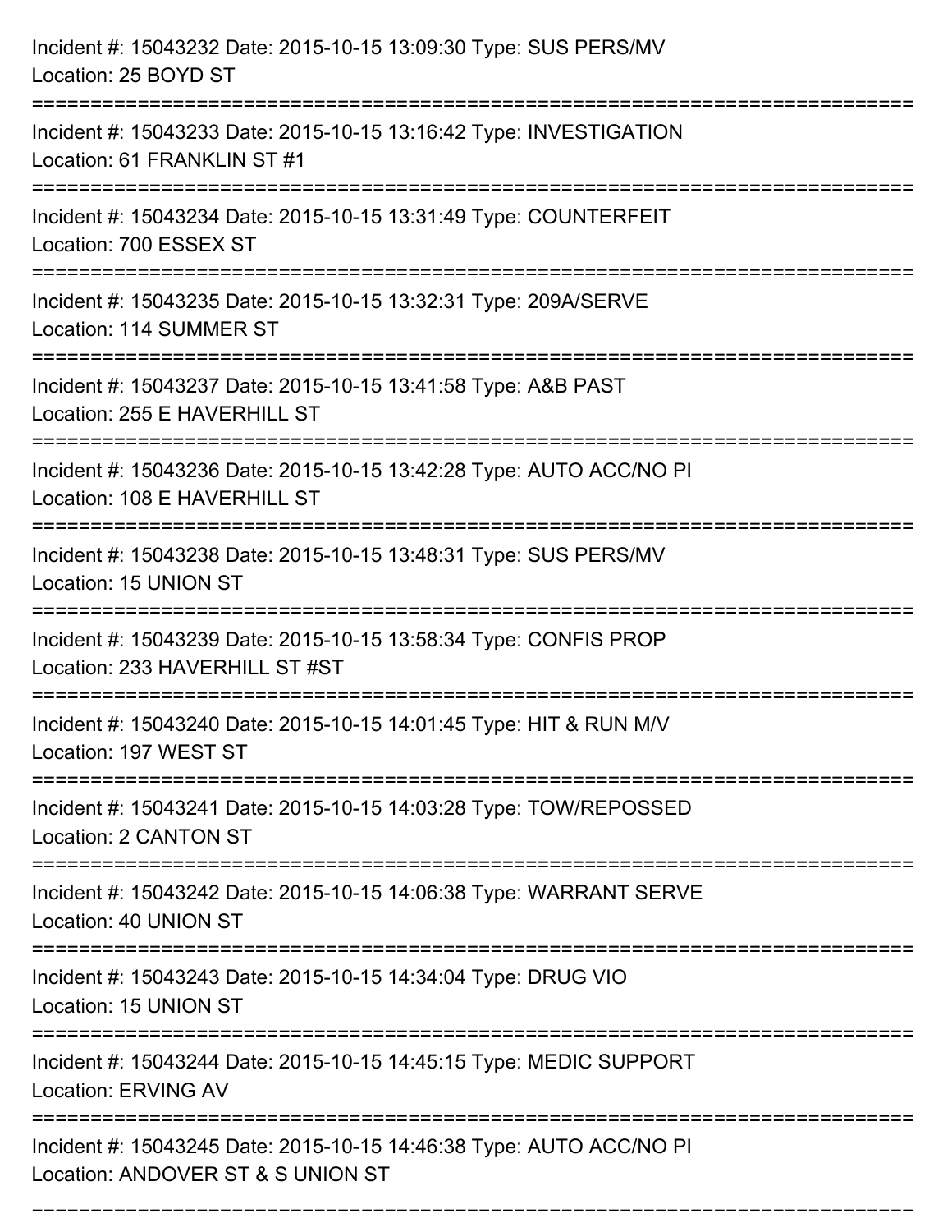Incident #: 15043232 Date: 2015-10-15 13:09:30 Type: SUS PERS/MV
Location: 25 BOYD ST

===========================================================================

Incident #: 15043233 Date: 2015-10-15 13:16:42 Type: INVESTIGATION
Location: 61 FRANKLIN ST #1

===========================================================================

Incident #: 15043234 Date: 2015-10-15 13:31:49 Type: COUNTERFEIT
Location: 700 ESSEX ST

===========================================================================

Incident #: 15043235 Date: 2015-10-15 13:32:31 Type: 209A/SERVE
Location: 114 SUMMER ST

===========================================================================

Incident #: 15043237 Date: 2015-10-15 13:41:58 Type: A&B PAST
Location: 255 E HAVERHILL ST

===========================================================================

Incident #: 15043236 Date: 2015-10-15 13:42:28 Type: AUTO ACC/NO PI
Location: 108 E HAVERHILL ST

===========================================================================

Incident #: 15043238 Date: 2015-10-15 13:48:31 Type: SUS PERS/MV
Location: 15 UNION ST

===========================================================================

Incident #: 15043239 Date: 2015-10-15 13:58:34 Type: CONFIS PROP
Location: 233 HAVERHILL ST #ST

===========================================================================

Incident #: 15043240 Date: 2015-10-15 14:01:45 Type: HIT & RUN M/V
Location: 197 WEST ST

===========================================================================

Incident #: 15043241 Date: 2015-10-15 14:03:28 Type: TOW/REPOSSED
Location: 2 CANTON ST

===========================================================================

Incident #: 15043242 Date: 2015-10-15 14:06:38 Type: WARRANT SERVE
Location: 40 UNION ST

===========================================================================

Incident #: 15043243 Date: 2015-10-15 14:34:04 Type: DRUG VIO
Location: 15 UNION ST

===========================================================================

Incident #: 15043244 Date: 2015-10-15 14:45:15 Type: MEDIC SUPPORT
Location: ERVING AV

===========================================================================

Incident #: 15043245 Date: 2015-10-15 14:46:38 Type: AUTO ACC/NO PI
Location: ANDOVER ST & S UNION ST

===========================================================================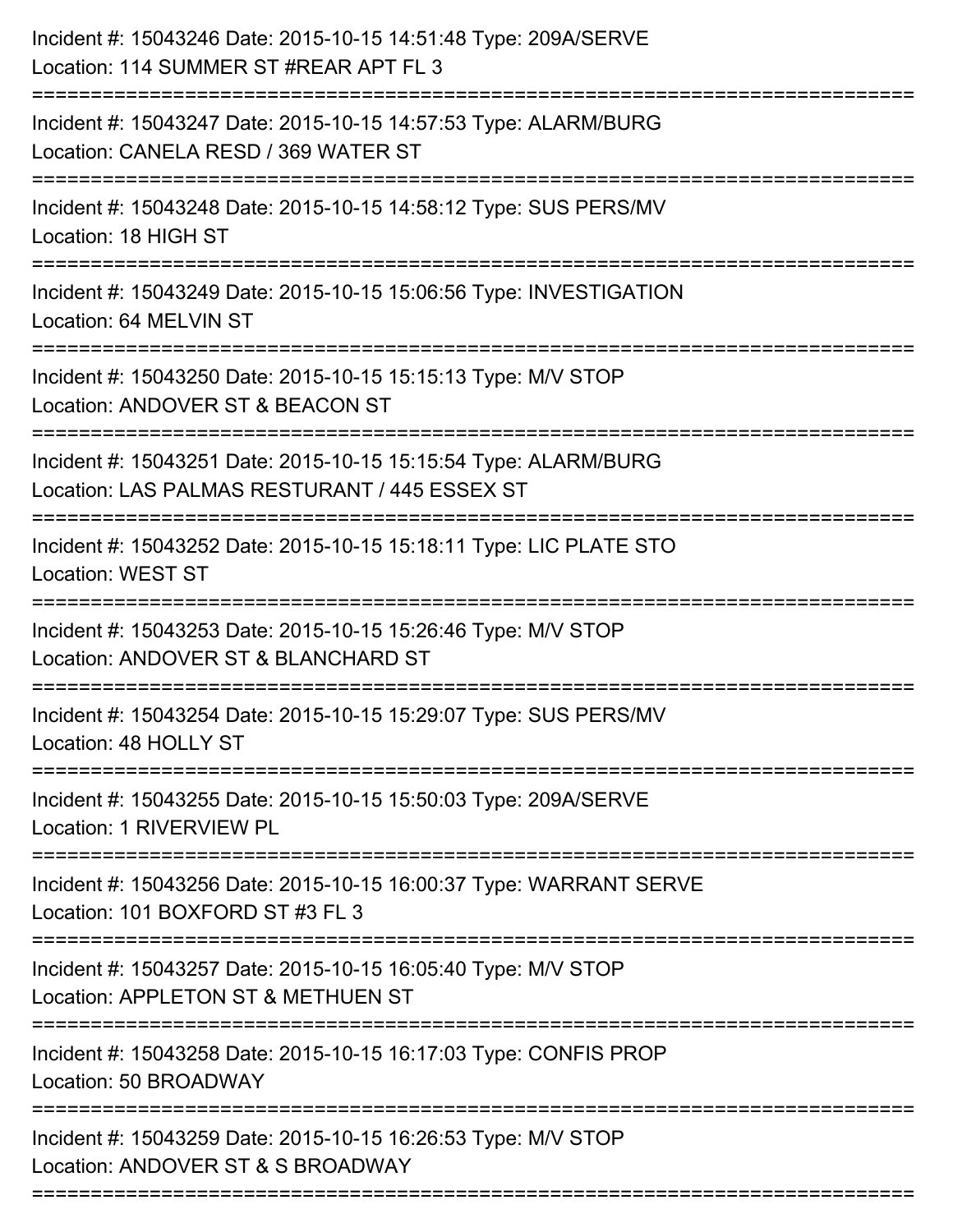Incident #: 15043246 Date: 2015-10-15 14:51:48 Type: 209A/SERVE
Location: 114 SUMMER ST #REAR APT FL 3

===========================================================================

Incident #: 15043247 Date: 2015-10-15 14:57:53 Type: ALARM/BURG
Location: CANELA RESD / 369 WATER ST

===========================================================================

Incident #: 15043248 Date: 2015-10-15 14:58:12 Type: SUS PERS/MV
Location: 18 HIGH ST

===========================================================================

Incident #: 15043249 Date: 2015-10-15 15:06:56 Type: INVESTIGATION
Location: 64 MELVIN ST

===========================================================================

Incident #: 15043250 Date: 2015-10-15 15:15:13 Type: M/V STOP
Location: ANDOVER ST & BEACON ST

===========================================================================

Incident #: 15043251 Date: 2015-10-15 15:15:54 Type: ALARM/BURG
Location: LAS PALMAS RESTURANT / 445 ESSEX ST

===========================================================================

Incident #: 15043252 Date: 2015-10-15 15:18:11 Type: LIC PLATE STO
Location: WEST ST

===========================================================================

Incident #: 15043253 Date: 2015-10-15 15:26:46 Type: M/V STOP
Location: ANDOVER ST & BLANCHARD ST

===========================================================================

Incident #: 15043254 Date: 2015-10-15 15:29:07 Type: SUS PERS/MV
Location: 48 HOLLY ST

===========================================================================

Incident #: 15043255 Date: 2015-10-15 15:50:03 Type: 209A/SERVE
Location: 1 RIVERVIEW PL

===========================================================================

Incident #: 15043256 Date: 2015-10-15 16:00:37 Type: WARRANT SERVE
Location: 101 BOXFORD ST #3 FL 3

===========================================================================

Incident #: 15043257 Date: 2015-10-15 16:05:40 Type: M/V STOP
Location: APPLETON ST & METHUEN ST

===========================================================================

Incident #: 15043258 Date: 2015-10-15 16:17:03 Type: CONFIS PROP
Location: 50 BROADWAY

===========================================================================

Incident #: 15043259 Date: 2015-10-15 16:26:53 Type: M/V STOP
Location: ANDOVER ST & S BROADWAY

===========================================================================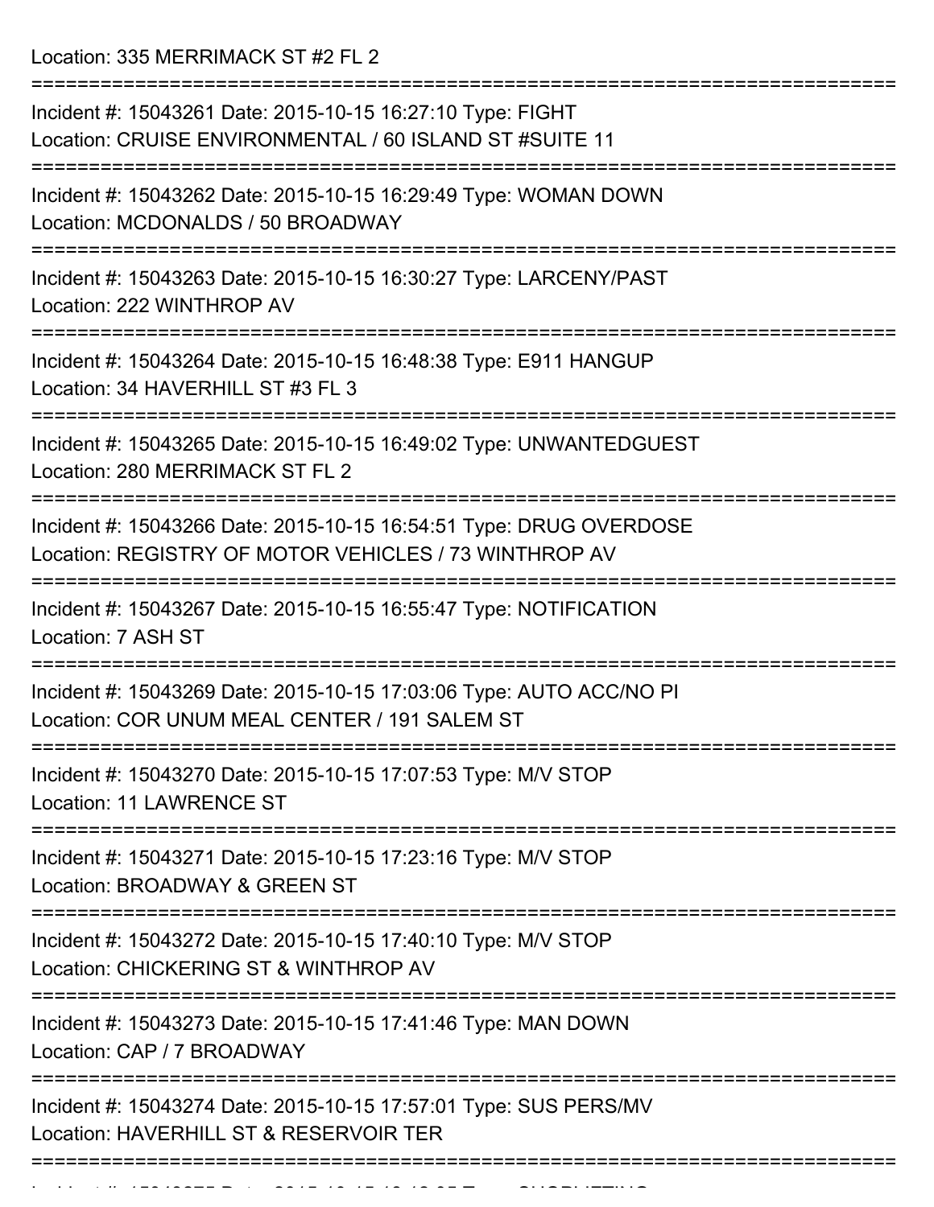Location: 335 MERRIMACK ST #2 FL 2

===========================================================================

Incident #: 15043261 Date: 2015-10-15 16:27:10 Type: FIGHT
Location: CRUISE ENVIRONMENTAL / 60 ISLAND ST #SUITE 11

===========================================================================

Incident #: 15043262 Date: 2015-10-15 16:29:49 Type: WOMAN DOWN
Location: MCDONALDS / 50 BROADWAY

===========================================================================

Incident #: 15043263 Date: 2015-10-15 16:30:27 Type: LARCENY/PAST
Location: 222 WINTHROP AV

===========================================================================

Incident #: 15043264 Date: 2015-10-15 16:48:38 Type: E911 HANGUP
Location: 34 HAVERHILL ST #3 FL 3

===========================================================================

Incident #: 15043265 Date: 2015-10-15 16:49:02 Type: UNWANTEDGUEST
Location: 280 MERRIMACK ST FL 2

===========================================================================

Incident #: 15043266 Date: 2015-10-15 16:54:51 Type: DRUG OVERDOSE
Location: REGISTRY OF MOTOR VEHICLES / 73 WINTHROP AV

===========================================================================

Incident #: 15043267 Date: 2015-10-15 16:55:47 Type: NOTIFICATION
Location: 7 ASH ST

===========================================================================

Incident #: 15043269 Date: 2015-10-15 17:03:06 Type: AUTO ACC/NO PI
Location: COR UNUM MEAL CENTER / 191 SALEM ST

===========================================================================

Incident #: 15043270 Date: 2015-10-15 17:07:53 Type: M/V STOP
Location: 11 LAWRENCE ST

===========================================================================

Incident #: 15043271 Date: 2015-10-15 17:23:16 Type: M/V STOP
Location: BROADWAY & GREEN ST

===========================================================================

Incident #: 15043272 Date: 2015-10-15 17:40:10 Type: M/V STOP
Location: CHICKERING ST & WINTHROP AV

===========================================================================

Incident #: 15043273 Date: 2015-10-15 17:41:46 Type: MAN DOWN
Location: CAP / 7 BROADWAY

===========================================================================

Incident #: 15043274 Date: 2015-10-15 17:57:01 Type: SUS PERS/MV
Location: HAVERHILL ST & RESERVOIR TER

===========================================================================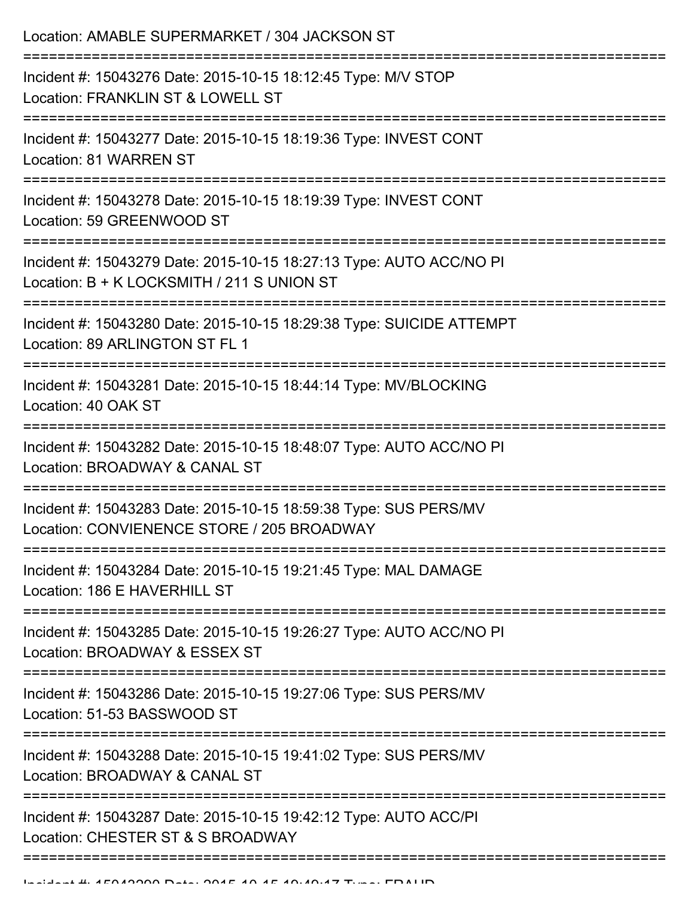Location: AMABLE SUPERMARKET / 304 JACKSON ST

===========================================================================

Incident #: 15043276 Date: 2015-10-15 18:12:45 Type: M/V STOP
Location: FRANKLIN ST & LOWELL ST

===========================================================================

Incident #: 15043277 Date: 2015-10-15 18:19:36 Type: INVEST CONT
Location: 81 WARREN ST

===========================================================================

Incident #: 15043278 Date: 2015-10-15 18:19:39 Type: INVEST CONT
Location: 59 GREENWOOD ST

===========================================================================

Incident #: 15043279 Date: 2015-10-15 18:27:13 Type: AUTO ACC/NO PI
Location: B + K LOCKSMITH / 211 S UNION ST

===========================================================================

Incident #: 15043280 Date: 2015-10-15 18:29:38 Type: SUICIDE ATTEMPT
Location: 89 ARLINGTON ST FL 1

===========================================================================

Incident #: 15043281 Date: 2015-10-15 18:44:14 Type: MV/BLOCKING
Location: 40 OAK ST

===========================================================================

Incident #: 15043282 Date: 2015-10-15 18:48:07 Type: AUTO ACC/NO PI
Location: BROADWAY & CANAL ST

===========================================================================

Incident #: 15043283 Date: 2015-10-15 18:59:38 Type: SUS PERS/MV
Location: CONVIENENCE STORE / 205 BROADWAY

===========================================================================

Incident #: 15043284 Date: 2015-10-15 19:21:45 Type: MAL DAMAGE
Location: 186 E HAVERHILL ST

===========================================================================

Incident #: 15043285 Date: 2015-10-15 19:26:27 Type: AUTO ACC/NO PI
Location: BROADWAY & ESSEX ST

===========================================================================

Incident #: 15043286 Date: 2015-10-15 19:27:06 Type: SUS PERS/MV
Location: 51-53 BASSWOOD ST

===========================================================================

Incident #: 15043288 Date: 2015-10-15 19:41:02 Type: SUS PERS/MV
Location: BROADWAY & CANAL ST

===========================================================================

Incident #: 15043287 Date: 2015-10-15 19:42:12 Type: AUTO ACC/PI
Location: CHESTER ST & S BROADWAY

===========================================================================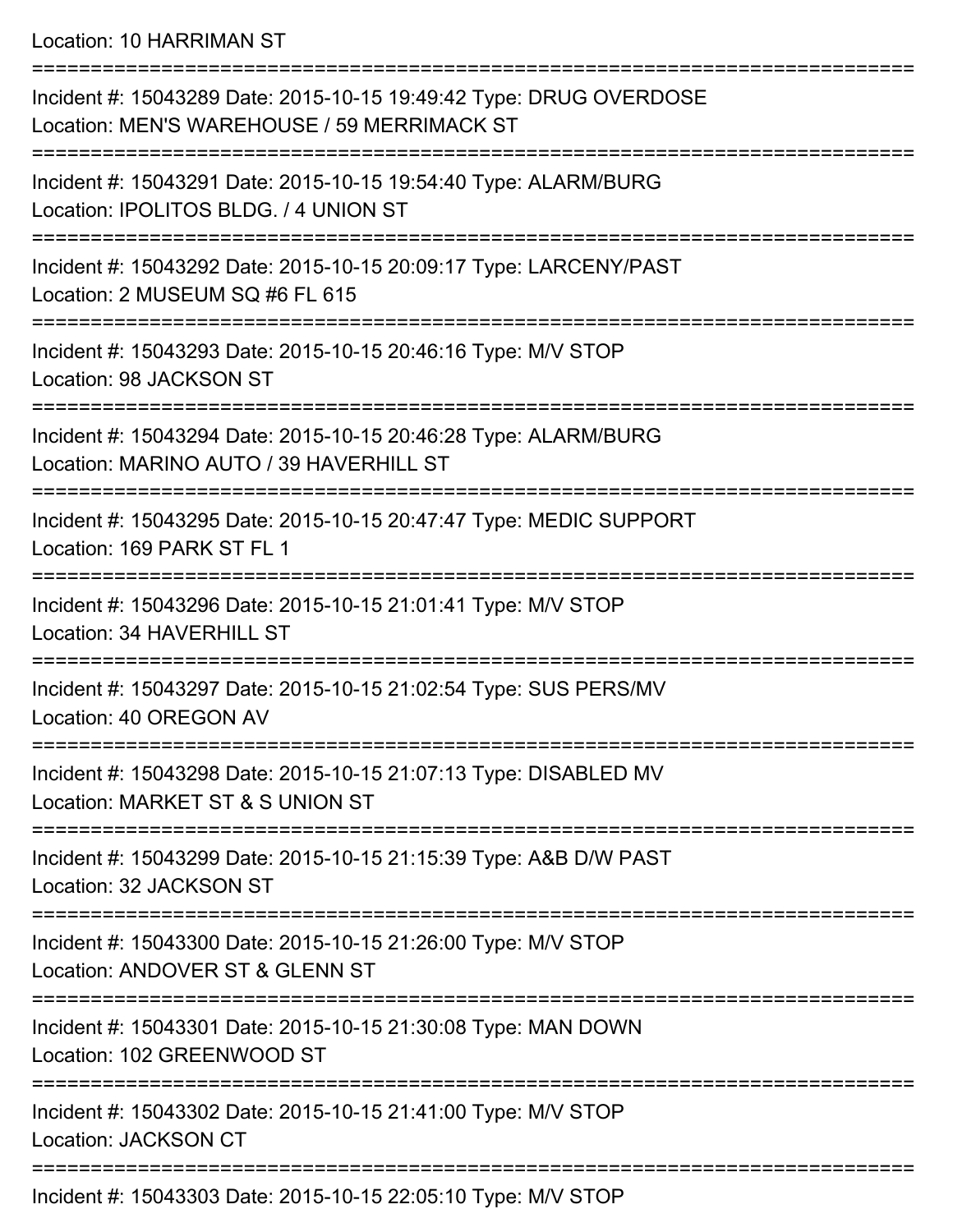Location: 10 HARRIMAN ST

===========================================================================

Incident #: 15043289 Date: 2015-10-15 19:49:42 Type: DRUG OVERDOSE
Location: MEN'S WAREHOUSE / 59 MERRIMACK ST

===========================================================================

Incident #: 15043291 Date: 2015-10-15 19:54:40 Type: ALARM/BURG
Location: IPOLITOS BLDG. / 4 UNION ST

===========================================================================

Incident #: 15043292 Date: 2015-10-15 20:09:17 Type: LARCENY/PAST
Location: 2 MUSEUM SQ #6 FL 615

===========================================================================

Incident #: 15043293 Date: 2015-10-15 20:46:16 Type: M/V STOP
Location: 98 JACKSON ST

===========================================================================

Incident #: 15043294 Date: 2015-10-15 20:46:28 Type: ALARM/BURG
Location: MARINO AUTO / 39 HAVERHILL ST

===========================================================================

Incident #: 15043295 Date: 2015-10-15 20:47:47 Type: MEDIC SUPPORT
Location: 169 PARK ST FL 1

===========================================================================

Incident #: 15043296 Date: 2015-10-15 21:01:41 Type: M/V STOP
Location: 34 HAVERHILL ST

===========================================================================

Incident #: 15043297 Date: 2015-10-15 21:02:54 Type: SUS PERS/MV
Location: 40 OREGON AV

===========================================================================

Incident #: 15043298 Date: 2015-10-15 21:07:13 Type: DISABLED MV
Location: MARKET ST & S UNION ST

===========================================================================

Incident #: 15043299 Date: 2015-10-15 21:15:39 Type: A&B D/W PAST
Location: 32 JACKSON ST

===========================================================================

Incident #: 15043300 Date: 2015-10-15 21:26:00 Type: M/V STOP
Location: ANDOVER ST & GLENN ST

===========================================================================

Incident #: 15043301 Date: 2015-10-15 21:30:08 Type: MAN DOWN
Location: 102 GREENWOOD ST

===========================================================================

Incident #: 15043302 Date: 2015-10-15 21:41:00 Type: M/V STOP
Location: JACKSON CT

===========================================================================

Incident #: 15043303 Date: 2015-10-15 22:05:10 Type: M/V STOP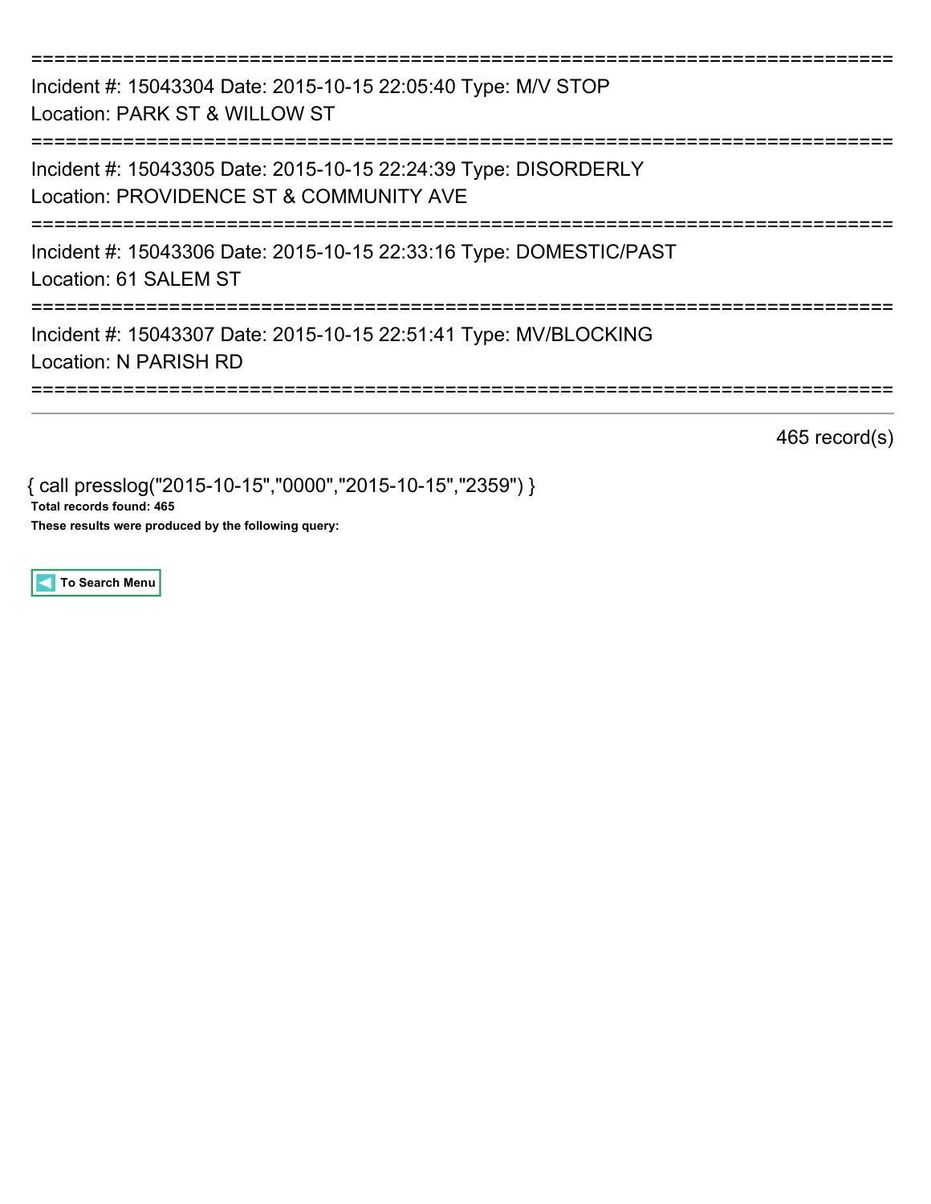===========================================================================

Incident #: 15043304 Date: 2015-10-15 22:05:40 Type: M/V STOP

Location: PARK ST & WILLOW ST

===========================================================================

Incident #: 15043305 Date: 2015-10-15 22:24:39 Type: DISORDERLY

Location: PROVIDENCE ST & COMMUNITY AVE

===========================================================================

Incident #: 15043306 Date: 2015-10-15 22:33:16 Type: DOMESTIC/PAST

Location: 61 SALEM ST

===========================================================================

Incident #: 15043307 Date: 2015-10-15 22:51:41 Type: MV/BLOCKING

Location: N PARISH RD

===========================================================================

465 record(s)

{ call presslog("2015-10-15","0000","2015-10-15","2359") }

**Total records found: 465**

**These results were produced by the following query:**

To Search Menu